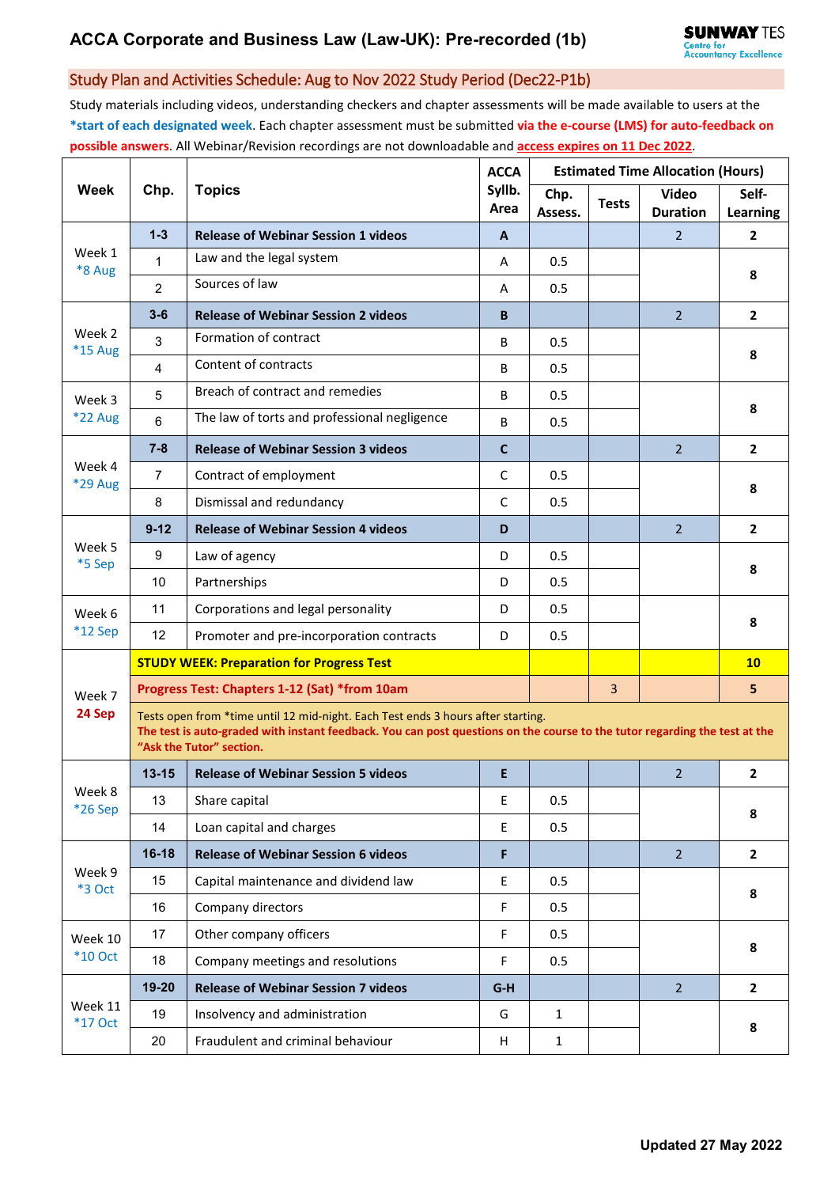# ACCA Corporate and Business Law (Law-UK): Pre-recorded (1b)

SUNWAY TES Centre for Accountancy Excellence

## Study Plan and Activities Schedule: Aug to Nov 2022 Study Period (Dec22-P1b)

Study materials including videos, understanding checkers and chapter assessments will be made available to users at the **\*start of each designated week**. Each chapter assessment must be submitted **via the e-course (LMS) for auto-feedback on possible answers**. All Webinar/Revision recordings are not downloadable and **access expires on 11 Dec 2022**.

| Week | Chp. | Topics | ACCA Syllb. Area | Estimated Time Allocation (Hours) | | | |
|---|---|---|---|---|---|---|---|
| | | | | Chp. Assess. | Tests | Video Duration | Self-Learning |
| Week 1 *8 Aug | **1-3** | **Release of Webinar Session 1 videos** | **A** | | | 2 | **2** |
| | 1 | Law and the legal system | A | 0.5 | | | **8** |
| | 2 | Sources of law | A | 0.5 | | | |
| Week 2 *15 Aug | **3-6** | **Release of Webinar Session 2 videos** | **B** | | | 2 | **2** |
| | 3 | Formation of contract | B | 0.5 | | | **8** |
| | 4 | Content of contracts | B | 0.5 | | | |
| Week 3 *22 Aug | 5 | Breach of contract and remedies | B | 0.5 | | | **8** |
| | 6 | The law of torts and professional negligence | B | 0.5 | | | |
| Week 4 *29 Aug | **7-8** | **Release of Webinar Session 3 videos** | **C** | | | 2 | **2** |
| | 7 | Contract of employment | C | 0.5 | | | **8** |
| | 8 | Dismissal and redundancy | C | 0.5 | | | |
| Week 5 *5 Sep | **9-12** | **Release of Webinar Session 4 videos** | **D** | | | 2 | **2** |
| | 9 | Law of agency | D | 0.5 | | | **8** |
| | 10 | Partnerships | D | 0.5 | | | |
| Week 6 *12 Sep | 11 | Corporations and legal personality | D | 0.5 | | | **8** |
| | 12 | Promoter and pre-incorporation contracts | D | 0.5 | | | |
| Week 7 **24 Sep** | **STUDY WEEK: Preparation for Progress Test** | | | | | | **10** |
| | **Progress Test: Chapters 1-12 (Sat) *from 10am** | | | | 3 | | **5** |
| | Tests open from *time until 12 mid-night. Each Test ends 3 hours after starting. **The test is auto-graded with instant feedback. You can post questions on the course to the tutor regarding the test at the "Ask the Tutor" section.** | | | | | | |
| Week 8 *26 Sep | **13-15** | **Release of Webinar Session 5 videos** | **E** | | | 2 | **2** |
| | 13 | Share capital | E | 0.5 | | | **8** |
| | 14 | Loan capital and charges | E | 0.5 | | | |
| Week 9 *3 Oct | **16-18** | **Release of Webinar Session 6 videos** | **F** | | | 2 | **2** |
| | 15 | Capital maintenance and dividend law | E | 0.5 | | | **8** |
| | 16 | Company directors | F | 0.5 | | | |
| Week 10 *10 Oct | 17 | Other company officers | F | 0.5 | | | **8** |
| | 18 | Company meetings and resolutions | F | 0.5 | | | |
| Week 11 *17 Oct | **19-20** | **Release of Webinar Session 7 videos** | **G-H** | | | 2 | **2** |
| | 19 | Insolvency and administration | G | 1 | | | **8** |
| | 20 | Fraudulent and criminal behaviour | H | 1 | | | |

**Updated 27 May 2022**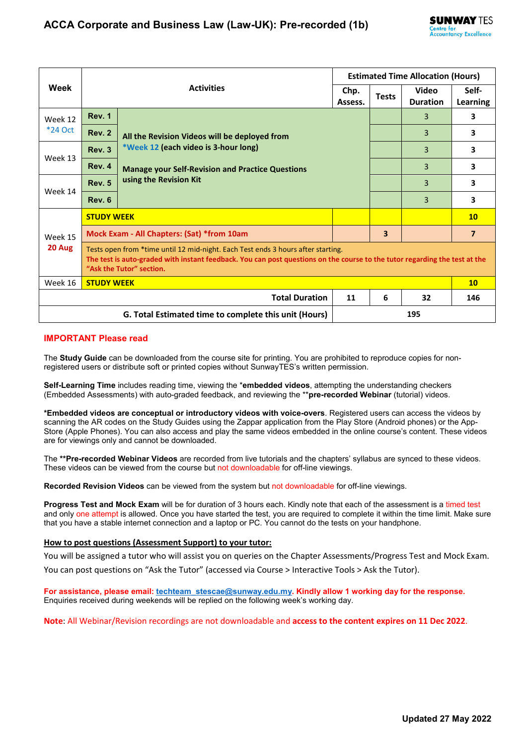# ACCA Corporate and Business Law (Law-UK): Pre-recorded (1b)

| Week | Activities | | Estimated Time Allocation (Hours) | | | |
|---|---|---|---|---|---|---|
| | | | Chp. Assess. | Tests | Video Duration | Self-Learning |
| Week 12 *24 Oct | Rev. 1 | All the Revision Videos will be deployed from *Week 12 (each video is 3-hour long) Manage your Self-Revision and Practice Questions using the Revision Kit | | | 3 | 3 |
| | Rev. 2 | | | | 3 | 3 |
| Week 13 | Rev. 3 | | | | 3 | 3 |
| | Rev. 4 | | | | 3 | 3 |
| Week 14 | Rev. 5 | | | | 3 | 3 |
| | Rev. 6 | | | | 3 | 3 |
| Week 15 **20 Aug** | STUDY WEEK | | | | | 10 |
| | Mock Exam - All Chapters: (Sat) *from 10am | | | 3 | | 7 |
| | Tests open from *time until 12 mid-night. Each Test ends 3 hours after starting. **The test is auto-graded with instant feedback. You can post questions on the course to the tutor regarding the test at the "Ask the Tutor" section.** | | | | | |
| Week 16 | STUDY WEEK | | | | | 10 |
| | | **Total Duration** | 11 | 6 | 32 | 146 |
| | | **G. Total Estimated time to complete this unit (Hours)** | 195 | | | |

## IMPORTANT Please read

The **Study Guide** can be downloaded from the course site for printing. You are prohibited to reproduce copies for non-registered users or distribute soft or printed copies without SunwayTES's written permission.

**Self-Learning Time** includes reading time, viewing the ***embedded videos**, attempting the understanding checkers (Embedded Assessments) with auto-graded feedback, and reviewing the ****pre-recorded Webinar** (tutorial) videos.

***Embedded videos are conceptual or introductory videos with voice-overs**. Registered users can access the videos by scanning the AR codes on the Study Guides using the Zappar application from the Play Store (Android phones) or the App-Store (Apple Phones). You can also access and play the same videos embedded in the online course's content. These videos are for viewings only and cannot be downloaded.

The ****Pre-recorded Webinar Videos** are recorded from live tutorials and the chapters' syllabus are synced to these videos. These videos can be viewed from the course but not downloadable for off-line viewings.

**Recorded Revision Videos** can be viewed from the system but not downloadable for off-line viewings.

**Progress Test and Mock Exam** will be for duration of 3 hours each. Kindly note that each of the assessment is a timed test and only one attempt is allowed. Once you have started the test, you are required to complete it within the time limit. Make sure that you have a stable internet connection and a laptop or PC. You cannot do the tests on your handphone.

**How to post questions (Assessment Support) to your tutor:**

You will be assigned a tutor who will assist you on queries on the Chapter Assessments/Progress Test and Mock Exam. You can post questions on "Ask the Tutor" (accessed via Course > Interactive Tools > Ask the Tutor).

**For assistance, please email: techteam_stescae@sunway.edu.my. Kindly allow 1 working day for the response.** Enquiries received during weekends will be replied on the following week's working day.

**Note**: All Webinar/Revision recordings are not downloadable and **access to the content expires on 11 Dec 2022**.

**Updated 27 May 2022**